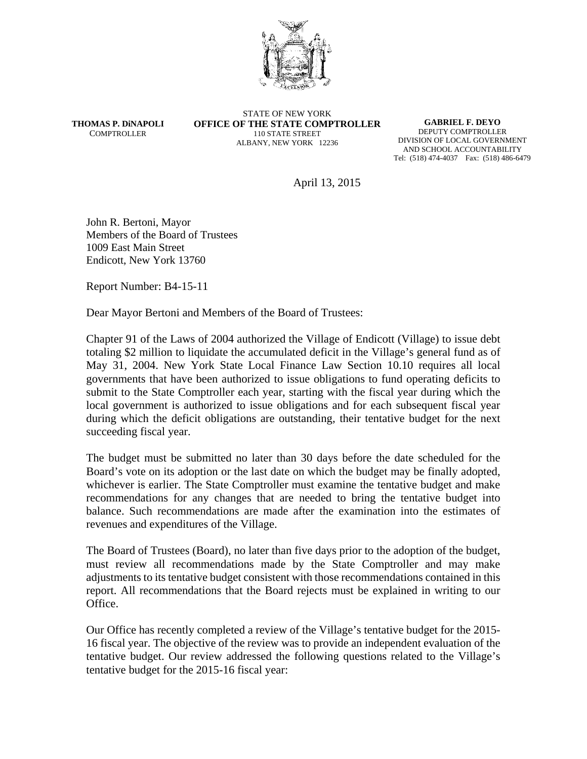**THOMAS P. DiNAPOLI**
COMPTROLLER

STATE OF NEW YORK
**OFFICE OF THE STATE COMPTROLLER**
110 STATE STREET
ALBANY, NEW YORK 12236

**GABRIEL F. DEYO**
DEPUTY COMPTROLLER
DIVISION OF LOCAL GOVERNMENT
AND SCHOOL ACCOUNTABILITY
Tel: (518) 474-4037 Fax: (518) 486-6479

April 13, 2015

John R. Bertoni, Mayor
Members of the Board of Trustees
1009 East Main Street
Endicott, New York 13760

Report Number: B4-15-11

Dear Mayor Bertoni and Members of the Board of Trustees:

Chapter 91 of the Laws of 2004 authorized the Village of Endicott (Village) to issue debt totaling $2 million to liquidate the accumulated deficit in the Village's general fund as of May 31, 2004. New York State Local Finance Law Section 10.10 requires all local governments that have been authorized to issue obligations to fund operating deficits to submit to the State Comptroller each year, starting with the fiscal year during which the local government is authorized to issue obligations and for each subsequent fiscal year during which the deficit obligations are outstanding, their tentative budget for the next succeeding fiscal year.

The budget must be submitted no later than 30 days before the date scheduled for the Board's vote on its adoption or the last date on which the budget may be finally adopted, whichever is earlier. The State Comptroller must examine the tentative budget and make recommendations for any changes that are needed to bring the tentative budget into balance. Such recommendations are made after the examination into the estimates of revenues and expenditures of the Village.

The Board of Trustees (Board), no later than five days prior to the adoption of the budget, must review all recommendations made by the State Comptroller and may make adjustments to its tentative budget consistent with those recommendations contained in this report. All recommendations that the Board rejects must be explained in writing to our Office.

Our Office has recently completed a review of the Village's tentative budget for the 2015-16 fiscal year. The objective of the review was to provide an independent evaluation of the tentative budget. Our review addressed the following questions related to the Village's tentative budget for the 2015-16 fiscal year: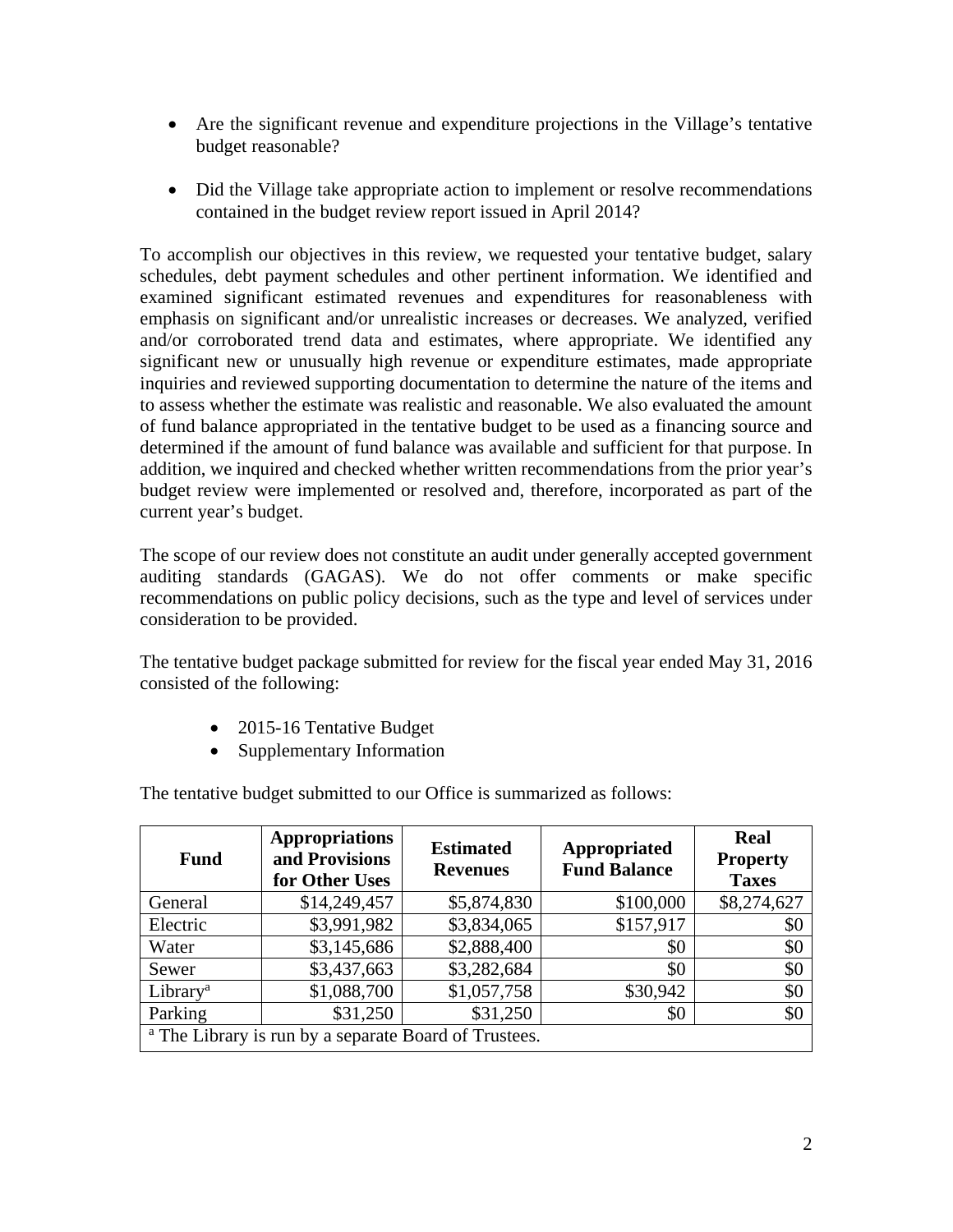- Are the significant revenue and expenditure projections in the Village's tentative budget reasonable?
- Did the Village take appropriate action to implement or resolve recommendations contained in the budget review report issued in April 2014?

To accomplish our objectives in this review, we requested your tentative budget, salary schedules, debt payment schedules and other pertinent information. We identified and examined significant estimated revenues and expenditures for reasonableness with emphasis on significant and/or unrealistic increases or decreases. We analyzed, verified and/or corroborated trend data and estimates, where appropriate. We identified any significant new or unusually high revenue or expenditure estimates, made appropriate inquiries and reviewed supporting documentation to determine the nature of the items and to assess whether the estimate was realistic and reasonable. We also evaluated the amount of fund balance appropriated in the tentative budget to be used as a financing source and determined if the amount of fund balance was available and sufficient for that purpose. In addition, we inquired and checked whether written recommendations from the prior year's budget review were implemented or resolved and, therefore, incorporated as part of the current year's budget.

The scope of our review does not constitute an audit under generally accepted government auditing standards (GAGAS). We do not offer comments or make specific recommendations on public policy decisions, such as the type and level of services under consideration to be provided.

The tentative budget package submitted for review for the fiscal year ended May 31, 2016 consisted of the following:

- 2015-16 Tentative Budget
- Supplementary Information

The tentative budget submitted to our Office is summarized as follows:

| Fund | Appropriations and Provisions for Other Uses | Estimated Revenues | Appropriated Fund Balance | Real Property Taxes |
|---|---|---|---|---|
| General | $14,249,457 | $5,874,830 | $100,000 | $8,274,627 |
| Electric | $3,991,982 | $3,834,065 | $157,917 | $0 |
| Water | $3,145,686 | $2,888,400 | $0 | $0 |
| Sewer | $3,437,663 | $3,282,684 | $0 | $0 |
| Library[a] | $1,088,700 | $1,057,758 | $30,942 | $0 |
| Parking | $31,250 | $31,250 | $0 | $0 |
| [a] The Library is run by a separate Board of Trustees. | | | | |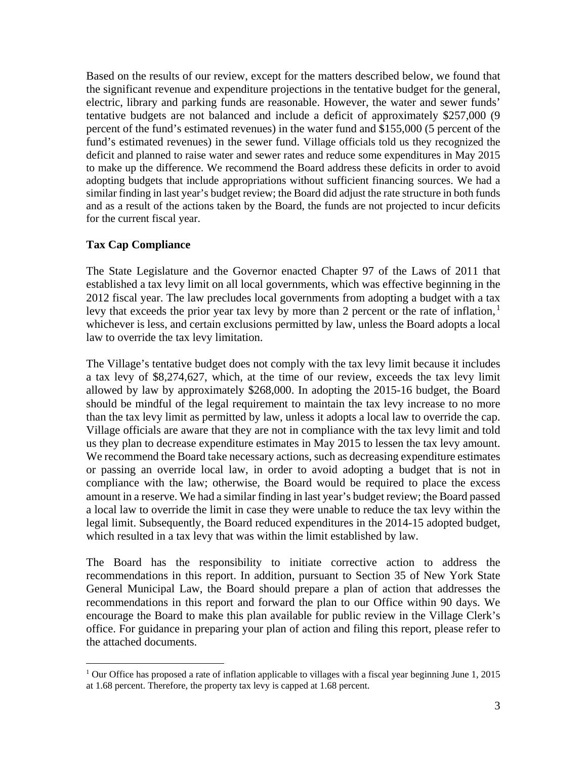Based on the results of our review, except for the matters described below, we found that the significant revenue and expenditure projections in the tentative budget for the general, electric, library and parking funds are reasonable. However, the water and sewer funds' tentative budgets are not balanced and include a deficit of approximately $257,000 (9 percent of the fund's estimated revenues) in the water fund and $155,000 (5 percent of the fund's estimated revenues) in the sewer fund. Village officials told us they recognized the deficit and planned to raise water and sewer rates and reduce some expenditures in May 2015 to make up the difference. We recommend the Board address these deficits in order to avoid adopting budgets that include appropriations without sufficient financing sources. We had a similar finding in last year's budget review; the Board did adjust the rate structure in both funds and as a result of the actions taken by the Board, the funds are not projected to incur deficits for the current fiscal year.

**Tax Cap Compliance**

The State Legislature and the Governor enacted Chapter 97 of the Laws of 2011 that established a tax levy limit on all local governments, which was effective beginning in the 2012 fiscal year. The law precludes local governments from adopting a budget with a tax levy that exceeds the prior year tax levy by more than 2 percent or the rate of inflation,[1] whichever is less, and certain exclusions permitted by law, unless the Board adopts a local law to override the tax levy limitation.

The Village's tentative budget does not comply with the tax levy limit because it includes a tax levy of $8,274,627, which, at the time of our review, exceeds the tax levy limit allowed by law by approximately $268,000. In adopting the 2015-16 budget, the Board should be mindful of the legal requirement to maintain the tax levy increase to no more than the tax levy limit as permitted by law, unless it adopts a local law to override the cap. Village officials are aware that they are not in compliance with the tax levy limit and told us they plan to decrease expenditure estimates in May 2015 to lessen the tax levy amount. We recommend the Board take necessary actions, such as decreasing expenditure estimates or passing an override local law, in order to avoid adopting a budget that is not in compliance with the law; otherwise, the Board would be required to place the excess amount in a reserve. We had a similar finding in last year's budget review; the Board passed a local law to override the limit in case they were unable to reduce the tax levy within the legal limit. Subsequently, the Board reduced expenditures in the 2014-15 adopted budget, which resulted in a tax levy that was within the limit established by law.

The Board has the responsibility to initiate corrective action to address the recommendations in this report. In addition, pursuant to Section 35 of New York State General Municipal Law, the Board should prepare a plan of action that addresses the recommendations in this report and forward the plan to our Office within 90 days. We encourage the Board to make this plan available for public review in the Village Clerk's office. For guidance in preparing your plan of action and filing this report, please refer to the attached documents.

---

[1] Our Office has proposed a rate of inflation applicable to villages with a fiscal year beginning June 1, 2015 at 1.68 percent. Therefore, the property tax levy is capped at 1.68 percent.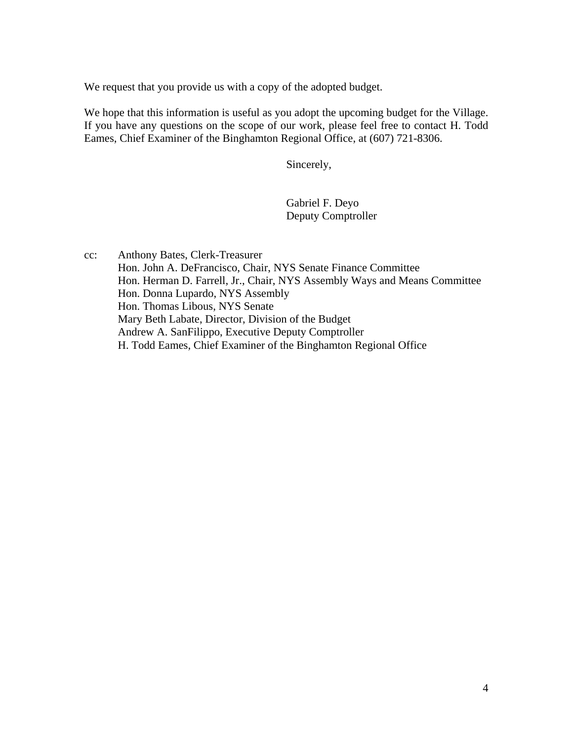We request that you provide us with a copy of the adopted budget.

We hope that this information is useful as you adopt the upcoming budget for the Village. If you have any questions on the scope of our work, please feel free to contact H. Todd Eames, Chief Examiner of the Binghamton Regional Office, at (607) 721-8306.

Sincerely,

Gabriel F. Deyo
Deputy Comptroller

cc: Anthony Bates, Clerk-Treasurer
Hon. John A. DeFrancisco, Chair, NYS Senate Finance Committee
Hon. Herman D. Farrell, Jr., Chair, NYS Assembly Ways and Means Committee
Hon. Donna Lupardo, NYS Assembly
Hon. Thomas Libous, NYS Senate
Mary Beth Labate, Director, Division of the Budget
Andrew A. SanFilippo, Executive Deputy Comptroller
H. Todd Eames, Chief Examiner of the Binghamton Regional Office